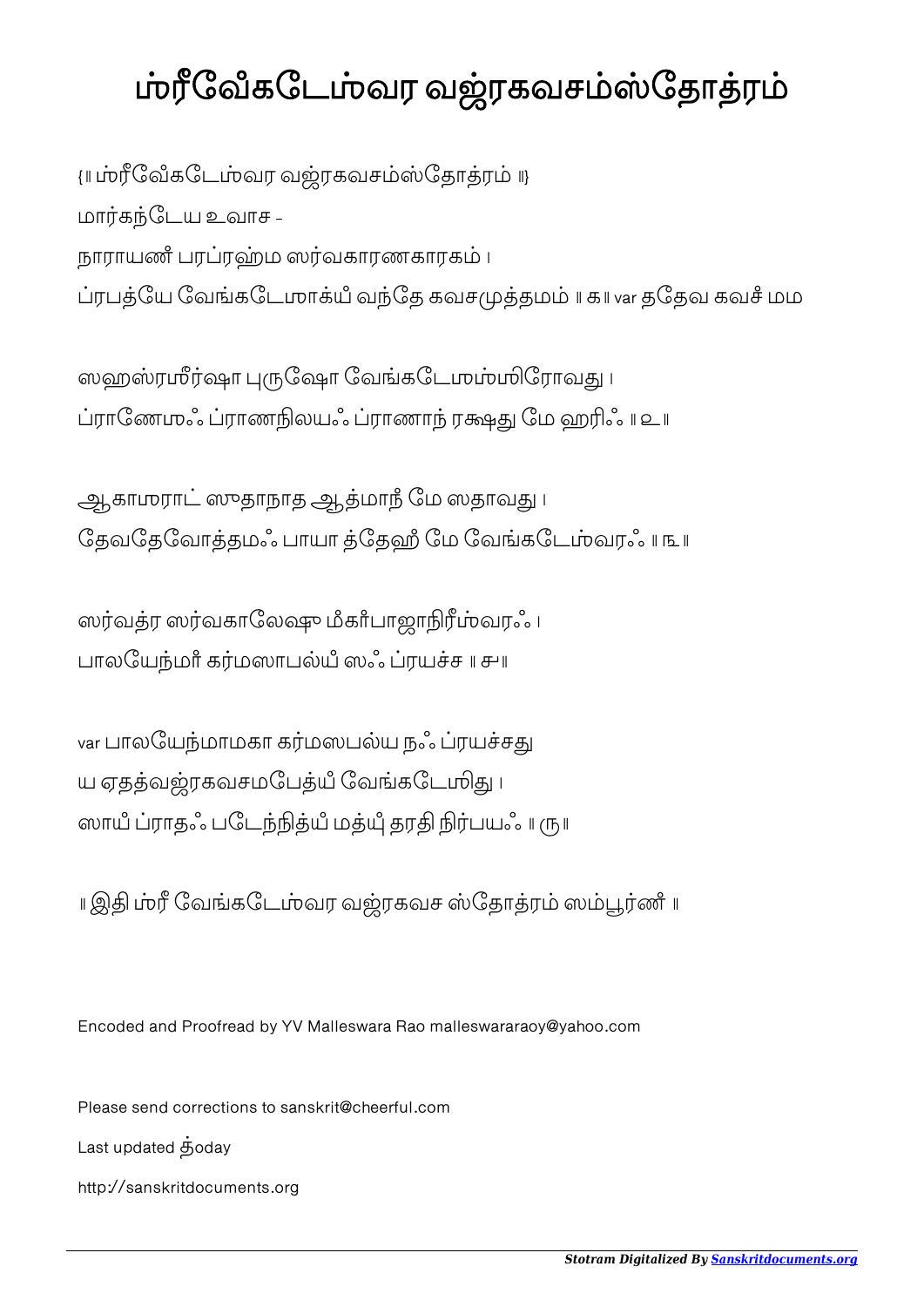# ஶ்ரீவேங்கடேஶ்வர வஜ்ரகவசம்ஸ்தோத்ரம்

{॥ ஶ்ரீவேங்கடேஶ்வர வஜ்ரகவசம்ஸ்தோத்ரம் ॥}

மார்கந்டேய உவாச -

நாராயணம் பரப்ரஹ்ம ஸர்வகாரணகாரகம் ।
ப்ரபத்யே வேங்கடேஶாக்யம் வந்தே கவசமுத்தமம் ॥ க ॥ var ததேவ கவசம் மம

ஸஹஸ்ரஶீர்ஷா புருஷோ வேங்கடேஶஶ்ஶிரோவது ।
ப்ராணேஶஃ ப்ராணநிலயஃ ப்ராணாந் ரக்ஷது மே ஹரிஃ ॥ உ ॥

ஆகாஶராட் ஸுதாநாத ஆத்மாநம் மே ஸதாவது ।
தேவதேவோத்தமஃ பாயா த்தேஹம் மே வேங்கடேஶ்வரஃ ॥ ங ॥

ஸர்வத்ர ஸர்வகாலேஷு மங்காம்பாஜாநிரீஶ்வரஃ ।
பாலயேந்மாம் கர்மஸாபல்யம் ஸஃ ப்ரயச்ச ॥ ச ॥

var பாலயேந்மாமகா கர்மஸபல்ய நஃ ப்ரயச்சது
ய ஏதத்வஜ்ரகவசமபேத்யம் வேங்கடேஶிது ।
ஸாயம் ப்ராதஃ படேந்நித்யம் மத்யும் தரதி நிர்பயஃ ॥ ரு ॥

॥ இதி ஶ்ரீ வேங்கடேஶ்வர வஜ்ரகவச ஸ்தோத்ரம் ஸம்பூர்ணம் ॥

Encoded and Proofread by YV Malleswara Rao malleswararaoy@yahoo.com

Please send corrections to sanskrit@cheerful.com

Last updated ்today

http://sanskritdocuments.org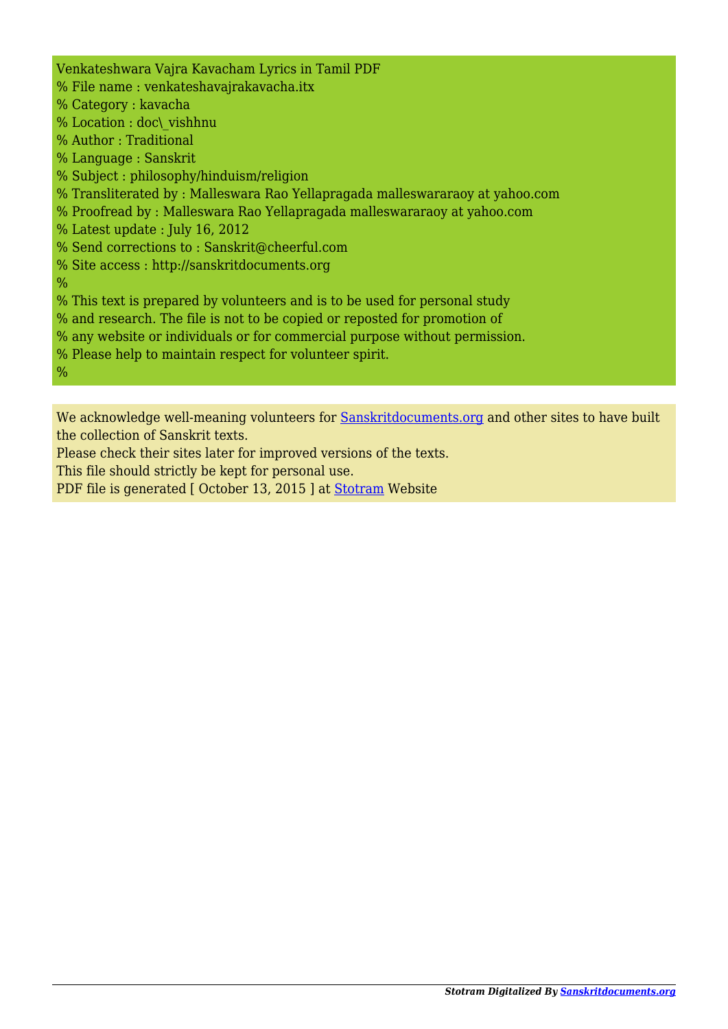Venkateshwara Vajra Kavacham Lyrics in Tamil PDF

% File name : venkateshavajrakavacha.itx

% Category : kavacha

% Location : doc\_vishhnu

% Author : Traditional

% Language : Sanskrit

% Subject : philosophy/hinduism/religion

% Transliterated by : Malleswara Rao Yellapragada malleswararaoy at yahoo.com

% Proofread by : Malleswara Rao Yellapragada malleswararaoy at yahoo.com

% Latest update : July 16, 2012

% Send corrections to : Sanskrit@cheerful.com

% Site access : http://sanskritdocuments.org

%

% This text is prepared by volunteers and is to be used for personal study

% and research. The file is not to be copied or reposted for promotion of

% any website or individuals or for commercial purpose without permission.

% Please help to maintain respect for volunteer spirit.

%

We acknowledge well-meaning volunteers for Sanskritdocuments.org and other sites to have built the collection of Sanskrit texts.

Please check their sites later for improved versions of the texts.

This file should strictly be kept for personal use.

PDF file is generated [ October 13, 2015 ] at Stotram Website